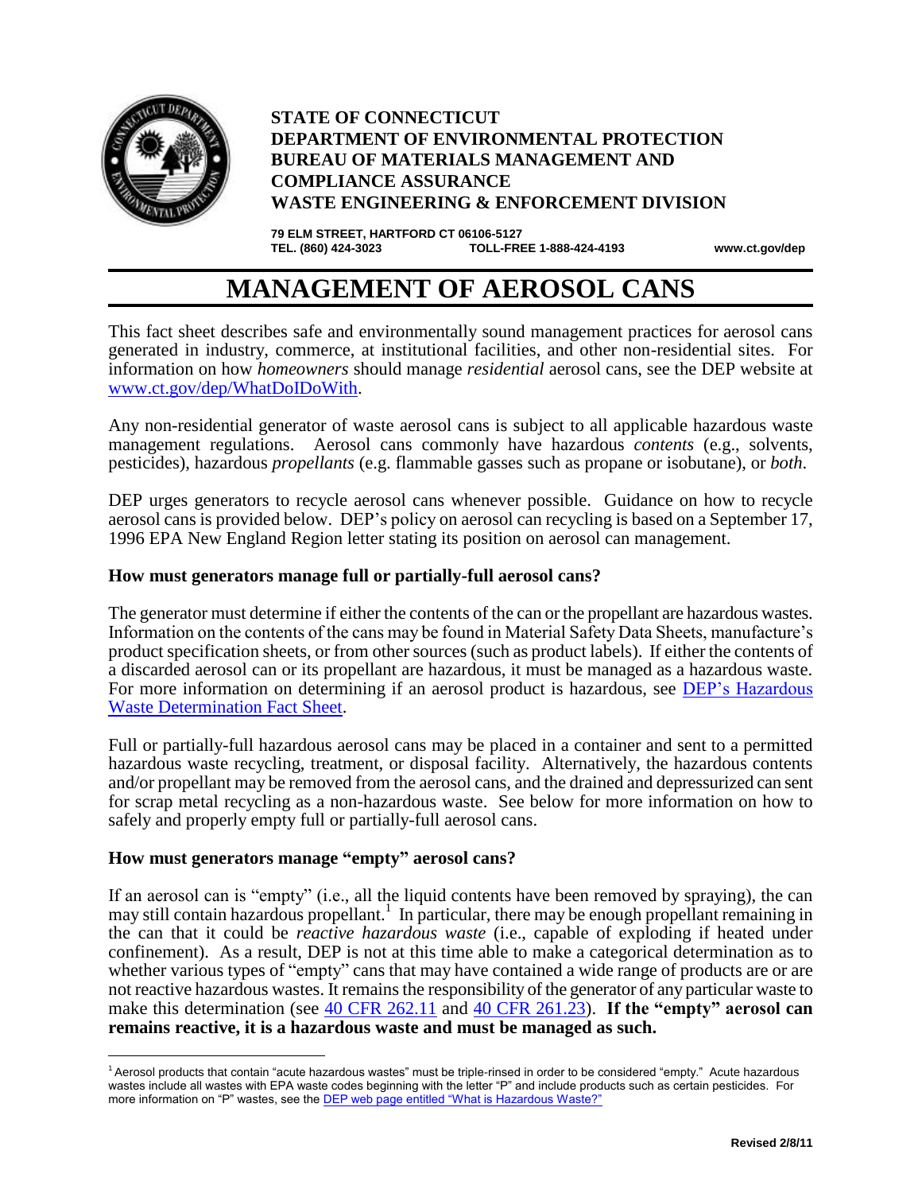**STATE OF CONNECTICUT**
**DEPARTMENT OF ENVIRONMENTAL PROTECTION**
**BUREAU OF MATERIALS MANAGEMENT AND COMPLIANCE ASSURANCE**
**WASTE ENGINEERING & ENFORCEMENT DIVISION**

**79 ELM STREET, HARTFORD CT 06106-5127**
**TEL. (860) 424-3023 TOLL-FREE 1-888-424-4193 www.ct.gov/dep**

# MANAGEMENT OF AEROSOL CANS

This fact sheet describes safe and environmentally sound management practices for aerosol cans generated in industry, commerce, at institutional facilities, and other non-residential sites. For information on how *homeowners* should manage *residential* aerosol cans, see the DEP website at [www.ct.gov/dep/WhatDoIDoWith](www.ct.gov/dep/WhatDoIDoWith).

Any non-residential generator of waste aerosol cans is subject to all applicable hazardous waste management regulations. Aerosol cans commonly have hazardous *contents* (e.g., solvents, pesticides), hazardous *propellants* (e.g. flammable gasses such as propane or isobutane), or *both*.

DEP urges generators to recycle aerosol cans whenever possible. Guidance on how to recycle aerosol cans is provided below. DEP's policy on aerosol can recycling is based on a September 17, 1996 EPA New England Region letter stating its position on aerosol can management.

### How must generators manage full or partially-full aerosol cans?

The generator must determine if either the contents of the can or the propellant are hazardous wastes. Information on the contents of the cans may be found in Material Safety Data Sheets, manufacture's product specification sheets, or from other sources (such as product labels). If either the contents of a discarded aerosol can or its propellant are hazardous, it must be managed as a hazardous waste. For more information on determining if an aerosol product is hazardous, see DEP's Hazardous Waste Determination Fact Sheet.

Full or partially-full hazardous aerosol cans may be placed in a container and sent to a permitted hazardous waste recycling, treatment, or disposal facility. Alternatively, the hazardous contents and/or propellant may be removed from the aerosol cans, and the drained and depressurized can sent for scrap metal recycling as a non-hazardous waste. See below for more information on how to safely and properly empty full or partially-full aerosol cans.

### How must generators manage "empty" aerosol cans?

If an aerosol can is "empty" (i.e., all the liquid contents have been removed by spraying), the can may still contain hazardous propellant.[1] In particular, there may be enough propellant remaining in the can that it could be *reactive hazardous waste* (i.e., capable of exploding if heated under confinement). As a result, DEP is not at this time able to make a categorical determination as to whether various types of "empty" cans that may have contained a wide range of products are or are not reactive hazardous wastes. It remains the responsibility of the generator of any particular waste to make this determination (see 40 CFR 262.11 and 40 CFR 261.23). **If the "empty" aerosol can remains reactive, it is a hazardous waste and must be managed as such.**

---

[1] Aerosol products that contain "acute hazardous wastes" must be triple-rinsed in order to be considered "empty." Acute hazardous wastes include all wastes with EPA waste codes beginning with the letter "P" and include products such as certain pesticides. For more information on "P" wastes, see the DEP web page entitled "What is Hazardous Waste?"

Revised 2/8/11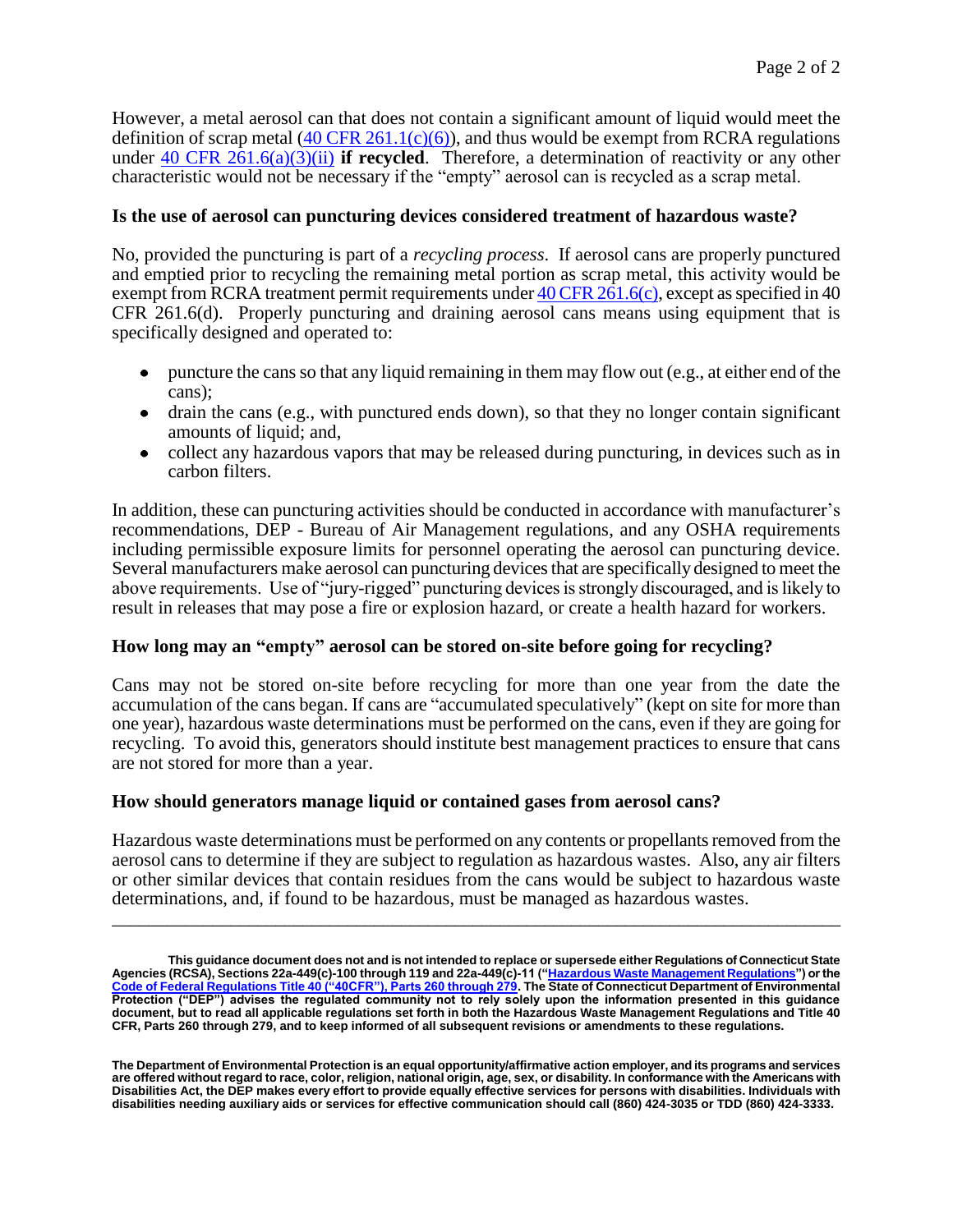However, a metal aerosol can that does not contain a significant amount of liquid would meet the definition of scrap metal (40 CFR 261.1(c)(6)), and thus would be exempt from RCRA regulations under 40 CFR 261.6(a)(3)(ii) **if recycled**. Therefore, a determination of reactivity or any other characteristic would not be necessary if the "empty" aerosol can is recycled as a scrap metal.

### Is the use of aerosol can puncturing devices considered treatment of hazardous waste?

No, provided the puncturing is part of a *recycling process*. If aerosol cans are properly punctured and emptied prior to recycling the remaining metal portion as scrap metal, this activity would be exempt from RCRA treatment permit requirements under 40 CFR 261.6(c), except as specified in 40 CFR 261.6(d). Properly puncturing and draining aerosol cans means using equipment that is specifically designed and operated to:

- puncture the cans so that any liquid remaining in them may flow out (e.g., at either end of the cans);
- drain the cans (e.g., with punctured ends down), so that they no longer contain significant amounts of liquid; and,
- collect any hazardous vapors that may be released during puncturing, in devices such as in carbon filters.

In addition, these can puncturing activities should be conducted in accordance with manufacturer's recommendations, DEP - Bureau of Air Management regulations, and any OSHA requirements including permissible exposure limits for personnel operating the aerosol can puncturing device. Several manufacturers make aerosol can puncturing devices that are specifically designed to meet the above requirements. Use of "jury-rigged" puncturing devices is strongly discouraged, and is likely to result in releases that may pose a fire or explosion hazard, or create a health hazard for workers.

### How long may an "empty" aerosol can be stored on-site before going for recycling?

Cans may not be stored on-site before recycling for more than one year from the date the accumulation of the cans began. If cans are "accumulated speculatively" (kept on site for more than one year), hazardous waste determinations must be performed on the cans, even if they are going for recycling. To avoid this, generators should institute best management practices to ensure that cans are not stored for more than a year.

### How should generators manage liquid or contained gases from aerosol cans?

Hazardous waste determinations must be performed on any contents or propellants removed from the aerosol cans to determine if they are subject to regulation as hazardous wastes. Also, any air filters or other similar devices that contain residues from the cans would be subject to hazardous waste determinations, and, if found to be hazardous, must be managed as hazardous wastes.

---

**This guidance document does not and is not intended to replace or supersede either Regulations of Connecticut State Agencies (RCSA), Sections 22a-449(c)-100 through 119 and 22a-449(c)-11 ("Hazardous Waste Management Regulations") or the Code of Federal Regulations Title 40 ("40CFR"), Parts 260 through 279. The State of Connecticut Department of Environmental Protection ("DEP") advises the regulated community not to rely solely upon the information presented in this guidance document, but to read all applicable regulations set forth in both the Hazardous Waste Management Regulations and Title 40 CFR, Parts 260 through 279, and to keep informed of all subsequent revisions or amendments to these regulations.**

**The Department of Environmental Protection is an equal opportunity/affirmative action employer, and its programs and services are offered without regard to race, color, religion, national origin, age, sex, or disability. In conformance with the Americans with Disabilities Act, the DEP makes every effort to provide equally effective services for persons with disabilities. Individuals with disabilities needing auxiliary aids or services for effective communication should call (860) 424-3035 or TDD (860) 424-3333.**